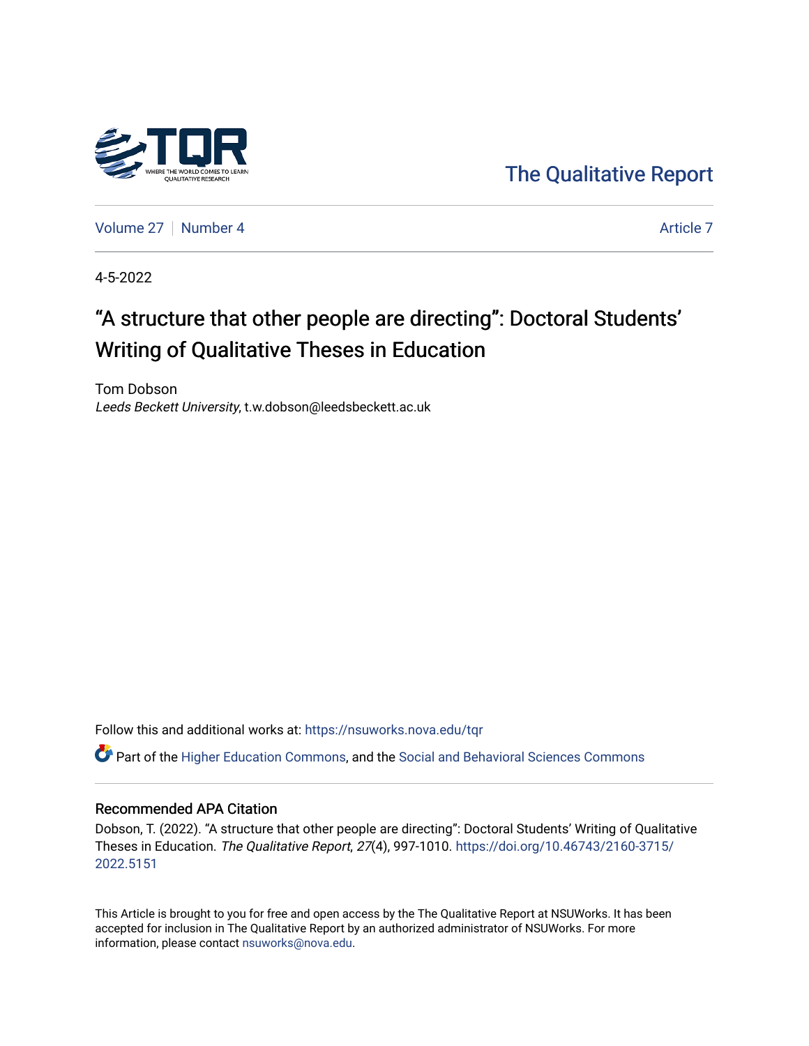The Qualitative Report

Volume 27 | Number 4 — Article 7

4-5-2022

# "A structure that other people are directing": Doctoral Students' Writing of Qualitative Theses in Education

Tom Dobson
*Leeds Beckett University*, t.w.dobson@leedsbeckett.ac.uk

Follow this and additional works at: https://nsuworks.nova.edu/tqr

Part of the Higher Education Commons, and the Social and Behavioral Sciences Commons

## Recommended APA Citation

Dobson, T. (2022). "A structure that other people are directing": Doctoral Students' Writing of Qualitative Theses in Education. *The Qualitative Report*, *27*(4), 997-1010. https://doi.org/10.46743/2160-3715/2022.5151

This Article is brought to you for free and open access by the The Qualitative Report at NSUWorks. It has been accepted for inclusion in The Qualitative Report by an authorized administrator of NSUWorks. For more information, please contact nsuworks@nova.edu.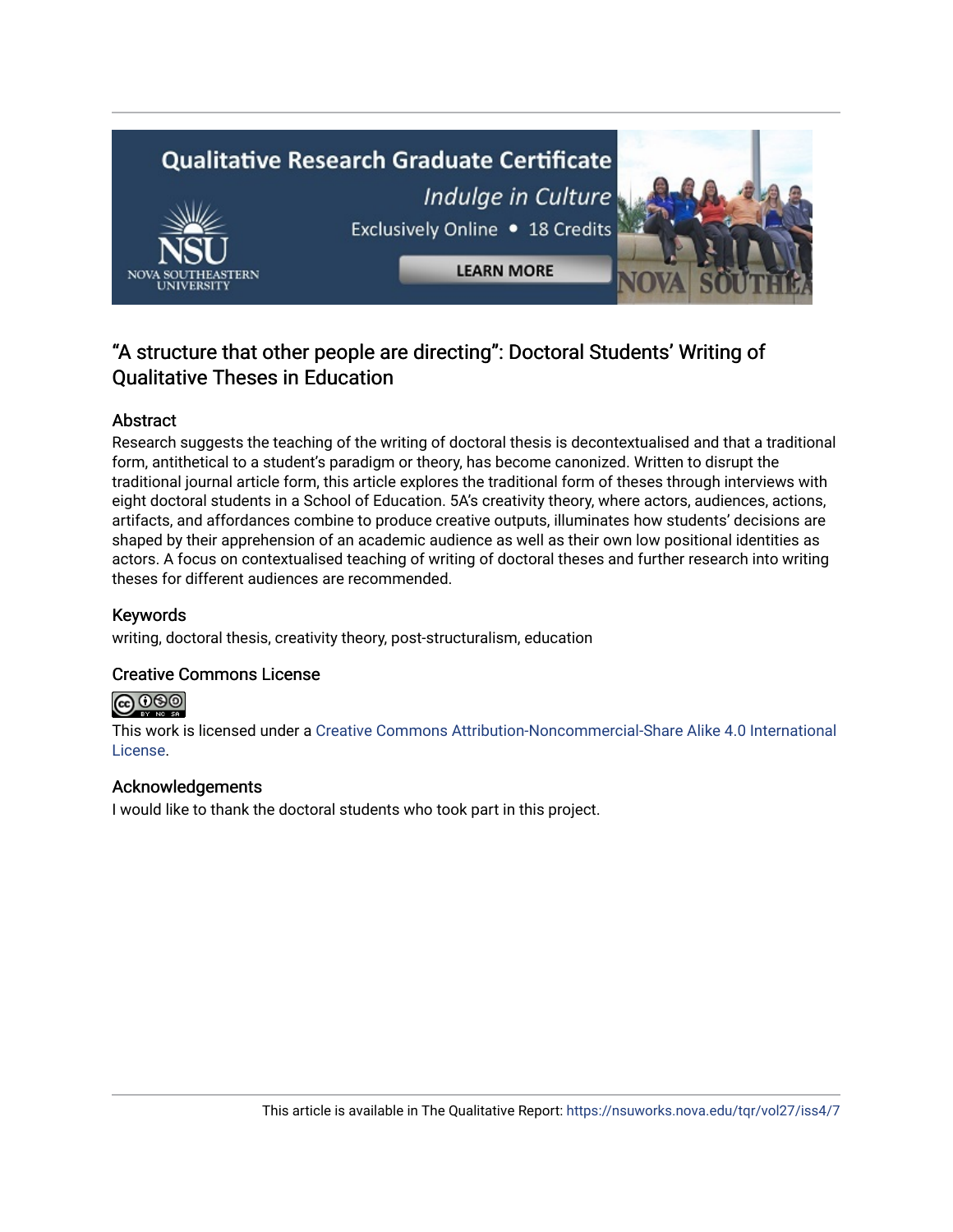# "A structure that other people are directing": Doctoral Students' Writing of Qualitative Theses in Education

## Abstract

Research suggests the teaching of the writing of doctoral thesis is decontextualised and that a traditional form, antithetical to a student's paradigm or theory, has become canonized. Written to disrupt the traditional journal article form, this article explores the traditional form of theses through interviews with eight doctoral students in a School of Education. 5A's creativity theory, where actors, audiences, actions, artifacts, and affordances combine to produce creative outputs, illuminates how students' decisions are shaped by their apprehension of an academic audience as well as their own low positional identities as actors. A focus on contextualised teaching of writing of doctoral theses and further research into writing theses for different audiences are recommended.

## Keywords

writing, doctoral thesis, creativity theory, post-structuralism, education

## Creative Commons License

This work is licensed under a Creative Commons Attribution-Noncommercial-Share Alike 4.0 International License.

## Acknowledgements

I would like to thank the doctoral students who took part in this project.

This article is available in The Qualitative Report: https://nsuworks.nova.edu/tqr/vol27/iss4/7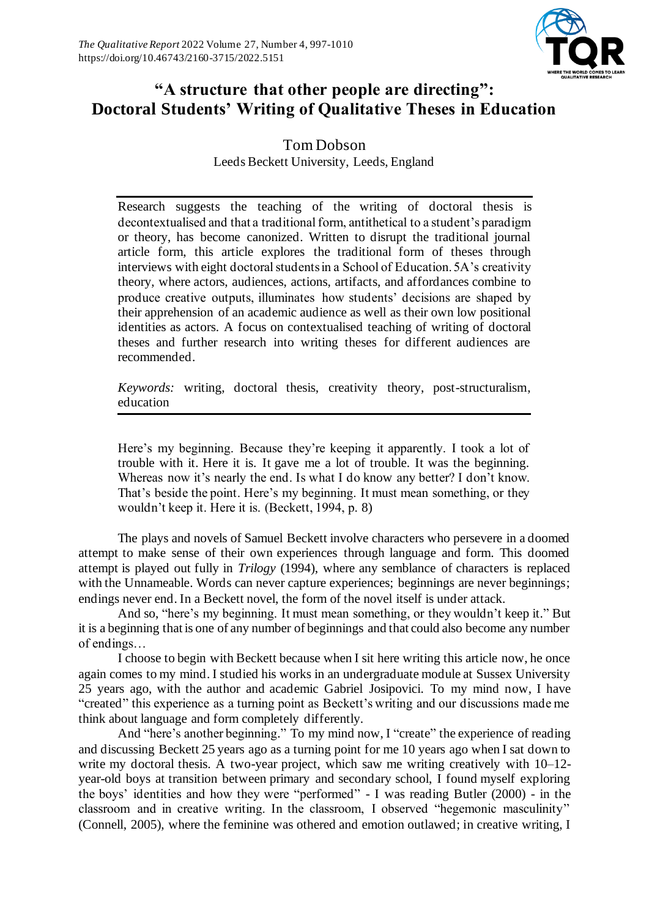# "A structure that other people are directing": Doctoral Students' Writing of Qualitative Theses in Education

Tom Dobson
Leeds Beckett University, Leeds, England

Research suggests the teaching of the writing of doctoral thesis is decontextualised and that a traditional form, antithetical to a student's paradigm or theory, has become canonized. Written to disrupt the traditional journal article form, this article explores the traditional form of theses through interviews with eight doctoral students in a School of Education. 5A's creativity theory, where actors, audiences, actions, artifacts, and affordances combine to produce creative outputs, illuminates how students' decisions are shaped by their apprehension of an academic audience as well as their own low positional identities as actors. A focus on contextualised teaching of writing of doctoral theses and further research into writing theses for different audiences are recommended.

*Keywords:* writing, doctoral thesis, creativity theory, post-structuralism, education

> Here's my beginning. Because they're keeping it apparently. I took a lot of trouble with it. Here it is. It gave me a lot of trouble. It was the beginning. Whereas now it's nearly the end. Is what I do know any better? I don't know. That's beside the point. Here's my beginning. It must mean something, or they wouldn't keep it. Here it is. (Beckett, 1994, p. 8)

The plays and novels of Samuel Beckett involve characters who persevere in a doomed attempt to make sense of their own experiences through language and form. This doomed attempt is played out fully in *Trilogy* (1994), where any semblance of characters is replaced with the Unnameable. Words can never capture experiences; beginnings are never beginnings; endings never end. In a Beckett novel, the form of the novel itself is under attack.

And so, "here's my beginning. It must mean something, or they wouldn't keep it." But it is a beginning that is one of any number of beginnings and that could also become any number of endings…

I choose to begin with Beckett because when I sit here writing this article now, he once again comes to my mind. I studied his works in an undergraduate module at Sussex University 25 years ago, with the author and academic Gabriel Josipovici. To my mind now, I have "created" this experience as a turning point as Beckett's writing and our discussions made me think about language and form completely differently.

And "here's another beginning." To my mind now, I "create" the experience of reading and discussing Beckett 25 years ago as a turning point for me 10 years ago when I sat down to write my doctoral thesis. A two-year project, which saw me writing creatively with 10–12-year-old boys at transition between primary and secondary school, I found myself exploring the boys' identities and how they were "performed" - I was reading Butler (2000) - in the classroom and in creative writing. In the classroom, I observed "hegemonic masculinity" (Connell, 2005), where the feminine was othered and emotion outlawed; in creative writing, I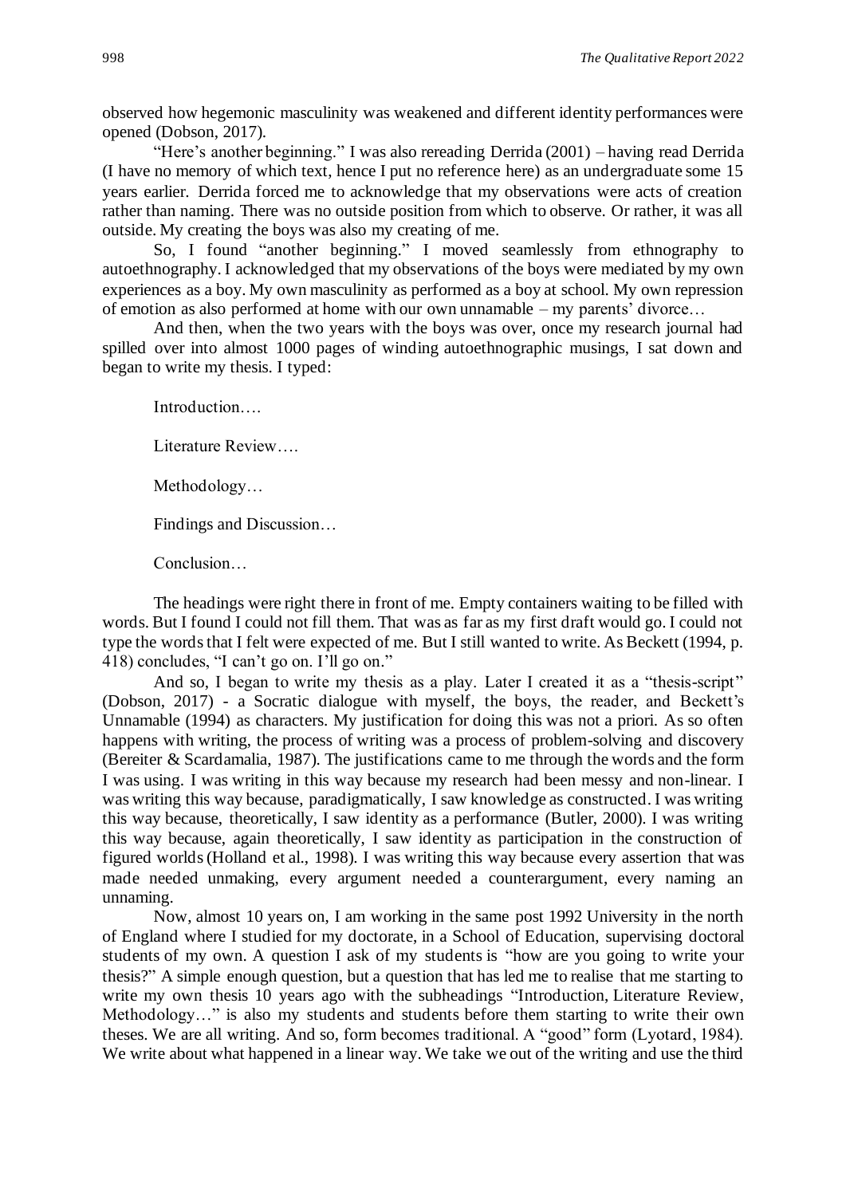observed how hegemonic masculinity was weakened and different identity performances were opened (Dobson, 2017).

"Here's another beginning." I was also rereading Derrida (2001) – having read Derrida (I have no memory of which text, hence I put no reference here) as an undergraduate some 15 years earlier. Derrida forced me to acknowledge that my observations were acts of creation rather than naming. There was no outside position from which to observe. Or rather, it was all outside. My creating the boys was also my creating of me.

So, I found "another beginning." I moved seamlessly from ethnography to autoethnography. I acknowledged that my observations of the boys were mediated by my own experiences as a boy. My own masculinity as performed as a boy at school. My own repression of emotion as also performed at home with our own unnamable – my parents' divorce…

And then, when the two years with the boys was over, once my research journal had spilled over into almost 1000 pages of winding autoethnographic musings, I sat down and began to write my thesis. I typed:

> Introduction….
>
> Literature Review….
>
> Methodology…
>
> Findings and Discussion…
>
> Conclusion…

The headings were right there in front of me. Empty containers waiting to be filled with words. But I found I could not fill them. That was as far as my first draft would go. I could not type the words that I felt were expected of me. But I still wanted to write. As Beckett (1994, p. 418) concludes, "I can't go on. I'll go on."

And so, I began to write my thesis as a play. Later I created it as a "thesis-script" (Dobson, 2017) - a Socratic dialogue with myself, the boys, the reader, and Beckett's Unnamable (1994) as characters. My justification for doing this was not a priori. As so often happens with writing, the process of writing was a process of problem-solving and discovery (Bereiter & Scardamalia, 1987). The justifications came to me through the words and the form I was using. I was writing in this way because my research had been messy and non-linear. I was writing this way because, paradigmatically, I saw knowledge as constructed. I was writing this way because, theoretically, I saw identity as a performance (Butler, 2000). I was writing this way because, again theoretically, I saw identity as participation in the construction of figured worlds (Holland et al., 1998). I was writing this way because every assertion that was made needed unmaking, every argument needed a counterargument, every naming an unnaming.

Now, almost 10 years on, I am working in the same post 1992 University in the north of England where I studied for my doctorate, in a School of Education, supervising doctoral students of my own. A question I ask of my students is "how are you going to write your thesis?" A simple enough question, but a question that has led me to realise that me starting to write my own thesis 10 years ago with the subheadings "Introduction, Literature Review, Methodology…" is also my students and students before them starting to write their own theses. We are all writing. And so, form becomes traditional. A "good" form (Lyotard, 1984). We write about what happened in a linear way. We take we out of the writing and use the third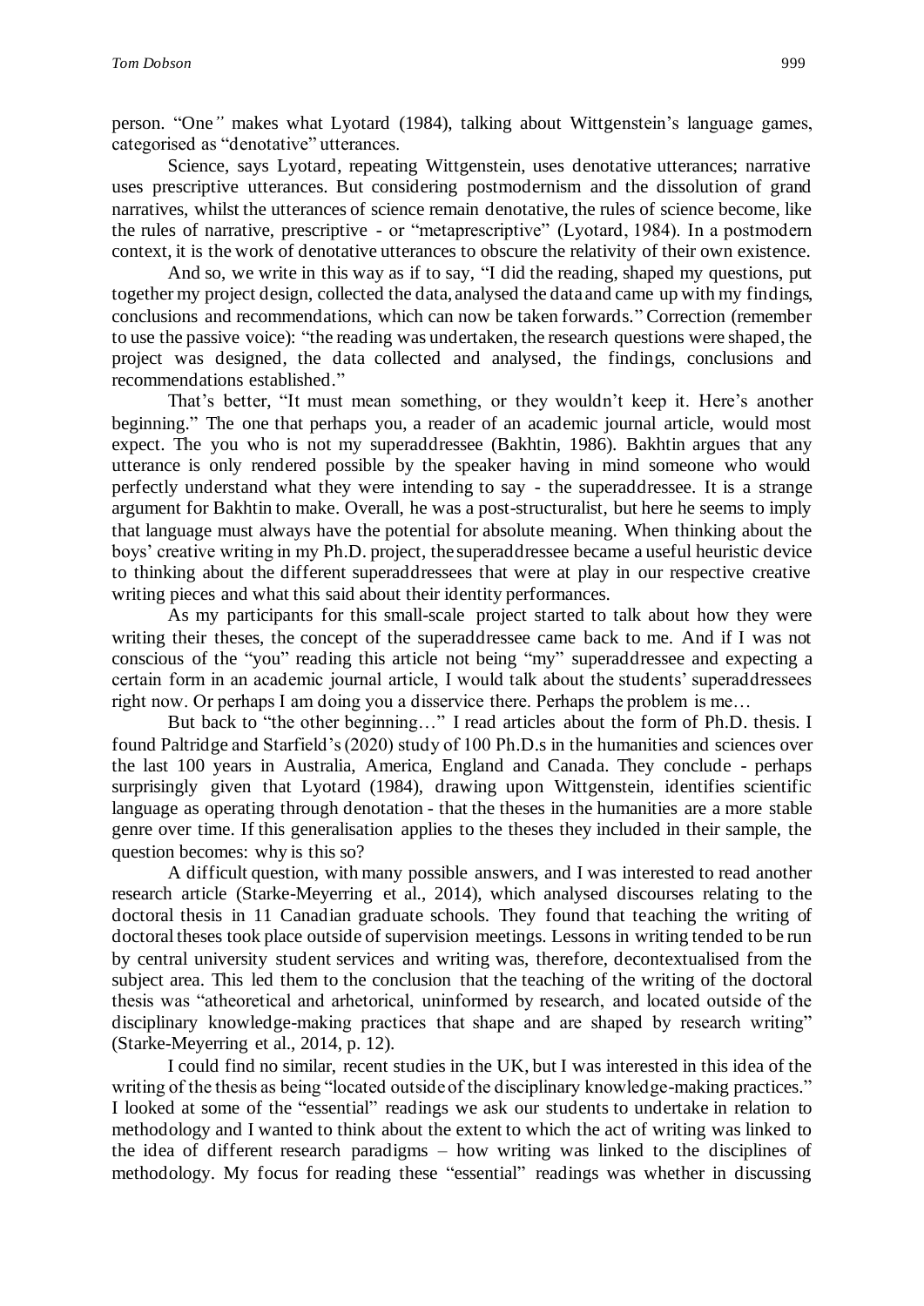person. "One*"* makes what Lyotard (1984), talking about Wittgenstein's language games, categorised as "denotative" utterances.

Science, says Lyotard, repeating Wittgenstein, uses denotative utterances; narrative uses prescriptive utterances. But considering postmodernism and the dissolution of grand narratives, whilst the utterances of science remain denotative, the rules of science become, like the rules of narrative, prescriptive - or "metaprescriptive" (Lyotard, 1984). In a postmodern context, it is the work of denotative utterances to obscure the relativity of their own existence.

And so, we write in this way as if to say, "I did the reading, shaped my questions, put together my project design, collected the data, analysed the data and came up with my findings, conclusions and recommendations, which can now be taken forwards." Correction (remember to use the passive voice): "the reading was undertaken, the research questions were shaped, the project was designed, the data collected and analysed, the findings, conclusions and recommendations established."

That's better, "It must mean something, or they wouldn't keep it. Here's another beginning." The one that perhaps you, a reader of an academic journal article, would most expect. The you who is not my superaddressee (Bakhtin, 1986). Bakhtin argues that any utterance is only rendered possible by the speaker having in mind someone who would perfectly understand what they were intending to say - the superaddressee. It is a strange argument for Bakhtin to make. Overall, he was a post-structuralist, but here he seems to imply that language must always have the potential for absolute meaning. When thinking about the boys' creative writing in my Ph.D. project, the superaddressee became a useful heuristic device to thinking about the different superaddressees that were at play in our respective creative writing pieces and what this said about their identity performances.

As my participants for this small-scale project started to talk about how they were writing their theses, the concept of the superaddressee came back to me. And if I was not conscious of the "you" reading this article not being "my" superaddressee and expecting a certain form in an academic journal article, I would talk about the students' superaddressees right now. Or perhaps I am doing you a disservice there. Perhaps the problem is me…

But back to "the other beginning…" I read articles about the form of Ph.D. thesis. I found Paltridge and Starfield's (2020) study of 100 Ph.D.s in the humanities and sciences over the last 100 years in Australia, America, England and Canada. They conclude - perhaps surprisingly given that Lyotard (1984), drawing upon Wittgenstein, identifies scientific language as operating through denotation - that the theses in the humanities are a more stable genre over time. If this generalisation applies to the theses they included in their sample, the question becomes: why is this so?

A difficult question, with many possible answers, and I was interested to read another research article (Starke-Meyerring et al., 2014), which analysed discourses relating to the doctoral thesis in 11 Canadian graduate schools. They found that teaching the writing of doctoral theses took place outside of supervision meetings. Lessons in writing tended to be run by central university student services and writing was, therefore, decontextualised from the subject area. This led them to the conclusion that the teaching of the writing of the doctoral thesis was "atheoretical and arhetorical, uninformed by research, and located outside of the disciplinary knowledge-making practices that shape and are shaped by research writing" (Starke-Meyerring et al., 2014, p. 12).

I could find no similar, recent studies in the UK, but I was interested in this idea of the writing of the thesis as being "located outside of the disciplinary knowledge-making practices." I looked at some of the "essential" readings we ask our students to undertake in relation to methodology and I wanted to think about the extent to which the act of writing was linked to the idea of different research paradigms – how writing was linked to the disciplines of methodology. My focus for reading these "essential" readings was whether in discussing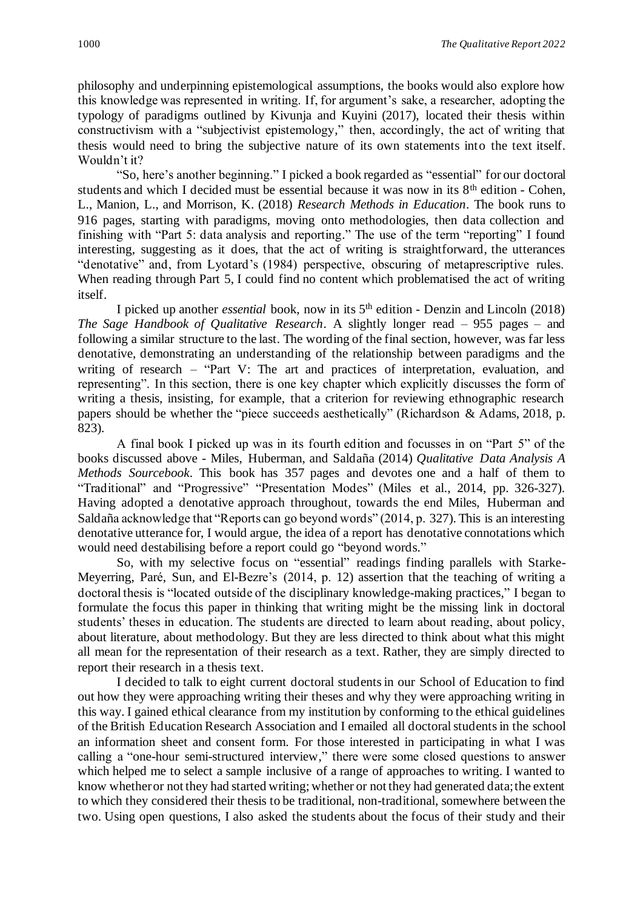philosophy and underpinning epistemological assumptions, the books would also explore how this knowledge was represented in writing. If, for argument's sake, a researcher, adopting the typology of paradigms outlined by Kivunja and Kuyini (2017), located their thesis within constructivism with a "subjectivist epistemology," then, accordingly, the act of writing that thesis would need to bring the subjective nature of its own statements into the text itself. Wouldn't it?

"So, here's another beginning." I picked a book regarded as "essential" for our doctoral students and which I decided must be essential because it was now in its 8th edition - Cohen, L., Manion, L., and Morrison, K. (2018) *Research Methods in Education*. The book runs to 916 pages, starting with paradigms, moving onto methodologies, then data collection and finishing with "Part 5: data analysis and reporting." The use of the term "reporting" I found interesting, suggesting as it does, that the act of writing is straightforward, the utterances "denotative" and, from Lyotard's (1984) perspective, obscuring of metaprescriptive rules. When reading through Part 5, I could find no content which problematised the act of writing itself.

I picked up another *essential* book, now in its 5th edition - Denzin and Lincoln (2018) *The Sage Handbook of Qualitative Research*. A slightly longer read – 955 pages – and following a similar structure to the last. The wording of the final section, however, was far less denotative, demonstrating an understanding of the relationship between paradigms and the writing of research – "Part V: The art and practices of interpretation, evaluation, and representing". In this section, there is one key chapter which explicitly discusses the form of writing a thesis, insisting, for example, that a criterion for reviewing ethnographic research papers should be whether the "piece succeeds aesthetically" (Richardson & Adams, 2018, p. 823).

A final book I picked up was in its fourth edition and focusses in on "Part 5" of the books discussed above - Miles, Huberman, and Saldaña (2014) *Qualitative Data Analysis A Methods Sourcebook*. This book has 357 pages and devotes one and a half of them to "Traditional" and "Progressive" "Presentation Modes" (Miles et al., 2014, pp. 326-327). Having adopted a denotative approach throughout, towards the end Miles, Huberman and Saldaña acknowledge that "Reports can go beyond words" (2014, p. 327). This is an interesting denotative utterance for, I would argue, the idea of a report has denotative connotations which would need destabilising before a report could go "beyond words."

So, with my selective focus on "essential" readings finding parallels with Starke-Meyerring, Paré, Sun, and El-Bezre's (2014, p. 12) assertion that the teaching of writing a doctoral thesis is "located outside of the disciplinary knowledge-making practices," I began to formulate the focus this paper in thinking that writing might be the missing link in doctoral students' theses in education. The students are directed to learn about reading, about policy, about literature, about methodology. But they are less directed to think about what this might all mean for the representation of their research as a text. Rather, they are simply directed to report their research in a thesis text.

I decided to talk to eight current doctoral students in our School of Education to find out how they were approaching writing their theses and why they were approaching writing in this way. I gained ethical clearance from my institution by conforming to the ethical guidelines of the British Education Research Association and I emailed all doctoral students in the school an information sheet and consent form. For those interested in participating in what I was calling a "one-hour semi-structured interview," there were some closed questions to answer which helped me to select a sample inclusive of a range of approaches to writing. I wanted to know whether or not they had started writing; whether or not they had generated data; the extent to which they considered their thesis to be traditional, non-traditional, somewhere between the two. Using open questions, I also asked the students about the focus of their study and their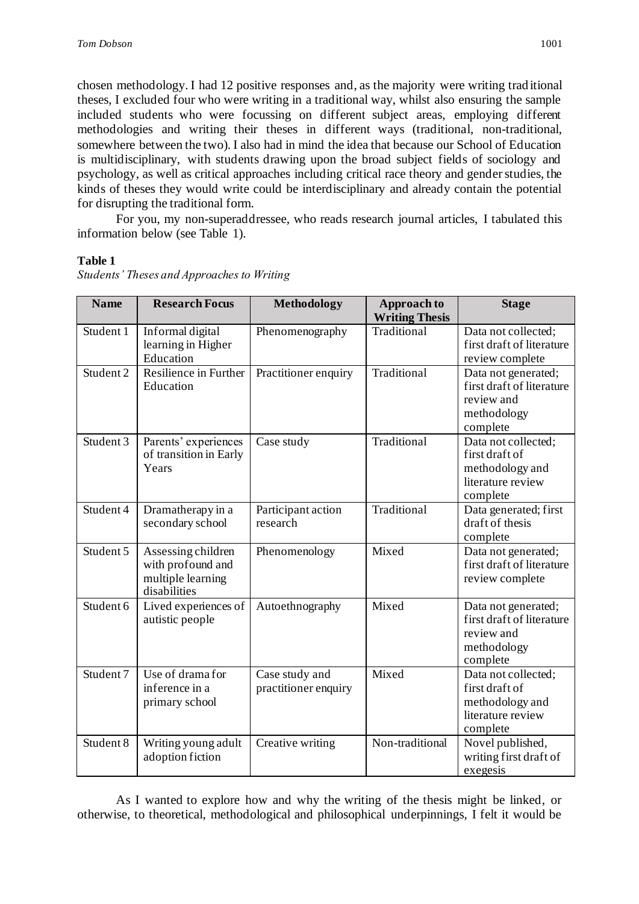chosen methodology. I had 12 positive responses and, as the majority were writing traditional theses, I excluded four who were writing in a traditional way, whilst also ensuring the sample included students who were focussing on different subject areas, employing different methodologies and writing their theses in different ways (traditional, non-traditional, somewhere between the two). I also had in mind the idea that because our School of Education is multidisciplinary, with students drawing upon the broad subject fields of sociology and psychology, as well as critical approaches including critical race theory and gender studies, the kinds of theses they would write could be interdisciplinary and already contain the potential for disrupting the traditional form.

For you, my non-superaddressee, who reads research journal articles, I tabulated this information below (see Table 1).

**Table 1**
*Students' Theses and Approaches to Writing*

| Name | Research Focus | Methodology | Approach to Writing Thesis | Stage |
|---|---|---|---|---|
| Student 1 | Informal digital learning in Higher Education | Phenomenography | Traditional | Data not collected; first draft of literature review complete |
| Student 2 | Resilience in Further Education | Practitioner enquiry | Traditional | Data not generated; first draft of literature review and methodology complete |
| Student 3 | Parents' experiences of transition in Early Years | Case study | Traditional | Data not collected; first draft of methodology and literature review complete |
| Student 4 | Dramatherapy in a secondary school | Participant action research | Traditional | Data generated; first draft of thesis complete |
| Student 5 | Assessing children with profound and multiple learning disabilities | Phenomenology | Mixed | Data not generated; first draft of literature review complete |
| Student 6 | Lived experiences of autistic people | Autoethnography | Mixed | Data not generated; first draft of literature review and methodology complete |
| Student 7 | Use of drama for inference in a primary school | Case study and practitioner enquiry | Mixed | Data not collected; first draft of methodology and literature review complete |
| Student 8 | Writing young adult adoption fiction | Creative writing | Non-traditional | Novel published, writing first draft of exegesis |

As I wanted to explore how and why the writing of the thesis might be linked, or otherwise, to theoretical, methodological and philosophical underpinnings, I felt it would be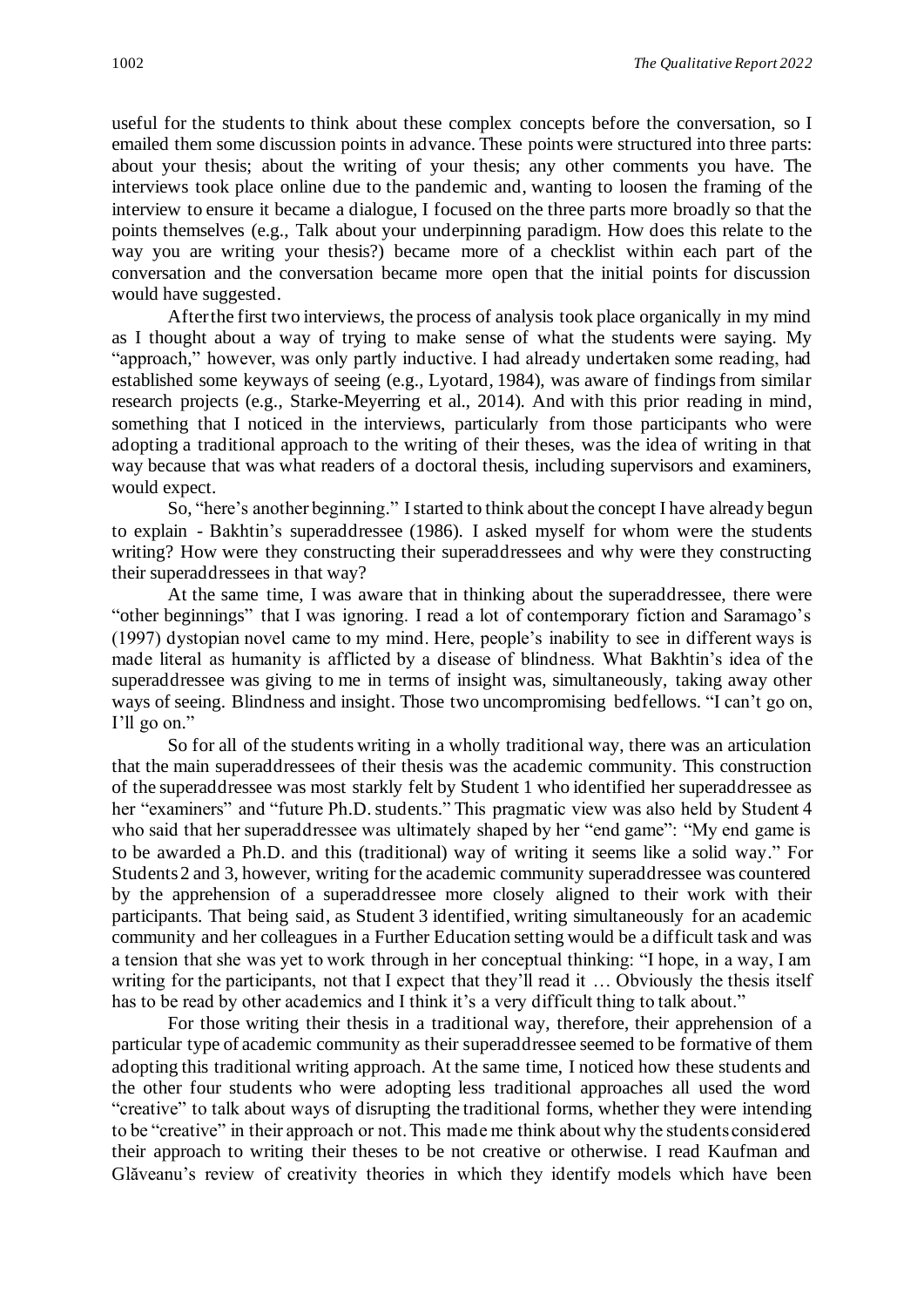useful for the students to think about these complex concepts before the conversation, so I emailed them some discussion points in advance. These points were structured into three parts: about your thesis; about the writing of your thesis; any other comments you have. The interviews took place online due to the pandemic and, wanting to loosen the framing of the interview to ensure it became a dialogue, I focused on the three parts more broadly so that the points themselves (e.g., Talk about your underpinning paradigm. How does this relate to the way you are writing your thesis?) became more of a checklist within each part of the conversation and the conversation became more open that the initial points for discussion would have suggested.

After the first two interviews, the process of analysis took place organically in my mind as I thought about a way of trying to make sense of what the students were saying. My "approach," however, was only partly inductive. I had already undertaken some reading, had established some keyways of seeing (e.g., Lyotard, 1984), was aware of findings from similar research projects (e.g., Starke-Meyerring et al., 2014). And with this prior reading in mind, something that I noticed in the interviews, particularly from those participants who were adopting a traditional approach to the writing of their theses, was the idea of writing in that way because that was what readers of a doctoral thesis, including supervisors and examiners, would expect.

So, "here's another beginning." I started to think about the concept I have already begun to explain - Bakhtin's superaddressee (1986). I asked myself for whom were the students writing? How were they constructing their superaddressees and why were they constructing their superaddressees in that way?

At the same time, I was aware that in thinking about the superaddressee, there were "other beginnings" that I was ignoring. I read a lot of contemporary fiction and Saramago's (1997) dystopian novel came to my mind. Here, people's inability to see in different ways is made literal as humanity is afflicted by a disease of blindness. What Bakhtin's idea of the superaddressee was giving to me in terms of insight was, simultaneously, taking away other ways of seeing. Blindness and insight. Those two uncompromising bedfellows. "I can't go on, I'll go on."

So for all of the students writing in a wholly traditional way, there was an articulation that the main superaddressees of their thesis was the academic community. This construction of the superaddressee was most starkly felt by Student 1 who identified her superaddressee as her "examiners" and "future Ph.D. students." This pragmatic view was also held by Student 4 who said that her superaddressee was ultimately shaped by her "end game": "My end game is to be awarded a Ph.D. and this (traditional) way of writing it seems like a solid way." For Students 2 and 3, however, writing for the academic community superaddressee was countered by the apprehension of a superaddressee more closely aligned to their work with their participants. That being said, as Student 3 identified, writing simultaneously for an academic community and her colleagues in a Further Education setting would be a difficult task and was a tension that she was yet to work through in her conceptual thinking: "I hope, in a way, I am writing for the participants, not that I expect that they'll read it … Obviously the thesis itself has to be read by other academics and I think it's a very difficult thing to talk about."

For those writing their thesis in a traditional way, therefore, their apprehension of a particular type of academic community as their superaddressee seemed to be formative of them adopting this traditional writing approach. At the same time, I noticed how these students and the other four students who were adopting less traditional approaches all used the word "creative" to talk about ways of disrupting the traditional forms, whether they were intending to be "creative" in their approach or not. This made me think about why the students considered their approach to writing their theses to be not creative or otherwise. I read Kaufman and Glăveanu's review of creativity theories in which they identify models which have been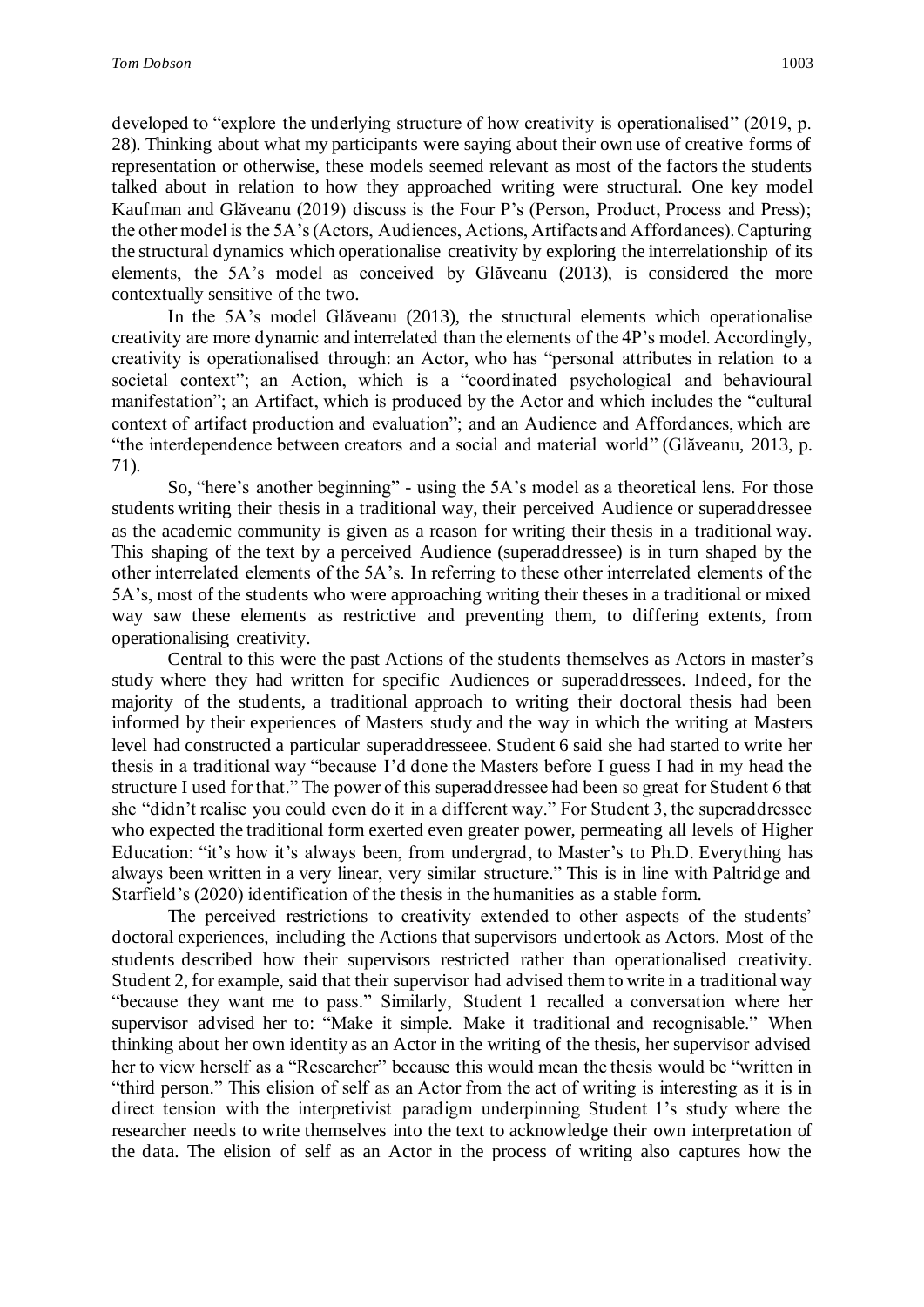developed to "explore the underlying structure of how creativity is operationalised" (2019, p. 28). Thinking about what my participants were saying about their own use of creative forms of representation or otherwise, these models seemed relevant as most of the factors the students talked about in relation to how they approached writing were structural. One key model Kaufman and Glăveanu (2019) discuss is the Four P's (Person, Product, Process and Press); the other model is the 5A's (Actors, Audiences, Actions, Artifacts and Affordances). Capturing the structural dynamics which operationalise creativity by exploring the interrelationship of its elements, the 5A's model as conceived by Glăveanu (2013), is considered the more contextually sensitive of the two.

In the 5A's model Glăveanu (2013), the structural elements which operationalise creativity are more dynamic and interrelated than the elements of the 4P's model. Accordingly, creativity is operationalised through: an Actor, who has "personal attributes in relation to a societal context"; an Action, which is a "coordinated psychological and behavioural manifestation"; an Artifact, which is produced by the Actor and which includes the "cultural context of artifact production and evaluation"; and an Audience and Affordances, which are "the interdependence between creators and a social and material world" (Glăveanu, 2013, p. 71).

So, "here's another beginning" - using the 5A's model as a theoretical lens. For those students writing their thesis in a traditional way, their perceived Audience or superaddressee as the academic community is given as a reason for writing their thesis in a traditional way. This shaping of the text by a perceived Audience (superaddressee) is in turn shaped by the other interrelated elements of the 5A's. In referring to these other interrelated elements of the 5A's, most of the students who were approaching writing their theses in a traditional or mixed way saw these elements as restrictive and preventing them, to differing extents, from operationalising creativity.

Central to this were the past Actions of the students themselves as Actors in master's study where they had written for specific Audiences or superaddressees. Indeed, for the majority of the students, a traditional approach to writing their doctoral thesis had been informed by their experiences of Masters study and the way in which the writing at Masters level had constructed a particular superaddresseee. Student 6 said she had started to write her thesis in a traditional way "because I'd done the Masters before I guess I had in my head the structure I used for that." The power of this superaddressee had been so great for Student 6 that she "didn't realise you could even do it in a different way." For Student 3, the superaddressee who expected the traditional form exerted even greater power, permeating all levels of Higher Education: "it's how it's always been, from undergrad, to Master's to Ph.D. Everything has always been written in a very linear, very similar structure." This is in line with Paltridge and Starfield's (2020) identification of the thesis in the humanities as a stable form.

The perceived restrictions to creativity extended to other aspects of the students' doctoral experiences, including the Actions that supervisors undertook as Actors. Most of the students described how their supervisors restricted rather than operationalised creativity. Student 2, for example, said that their supervisor had advised them to write in a traditional way "because they want me to pass." Similarly, Student 1 recalled a conversation where her supervisor advised her to: "Make it simple. Make it traditional and recognisable." When thinking about her own identity as an Actor in the writing of the thesis, her supervisor advised her to view herself as a "Researcher" because this would mean the thesis would be "written in "third person." This elision of self as an Actor from the act of writing is interesting as it is in direct tension with the interpretivist paradigm underpinning Student 1's study where the researcher needs to write themselves into the text to acknowledge their own interpretation of the data. The elision of self as an Actor in the process of writing also captures how the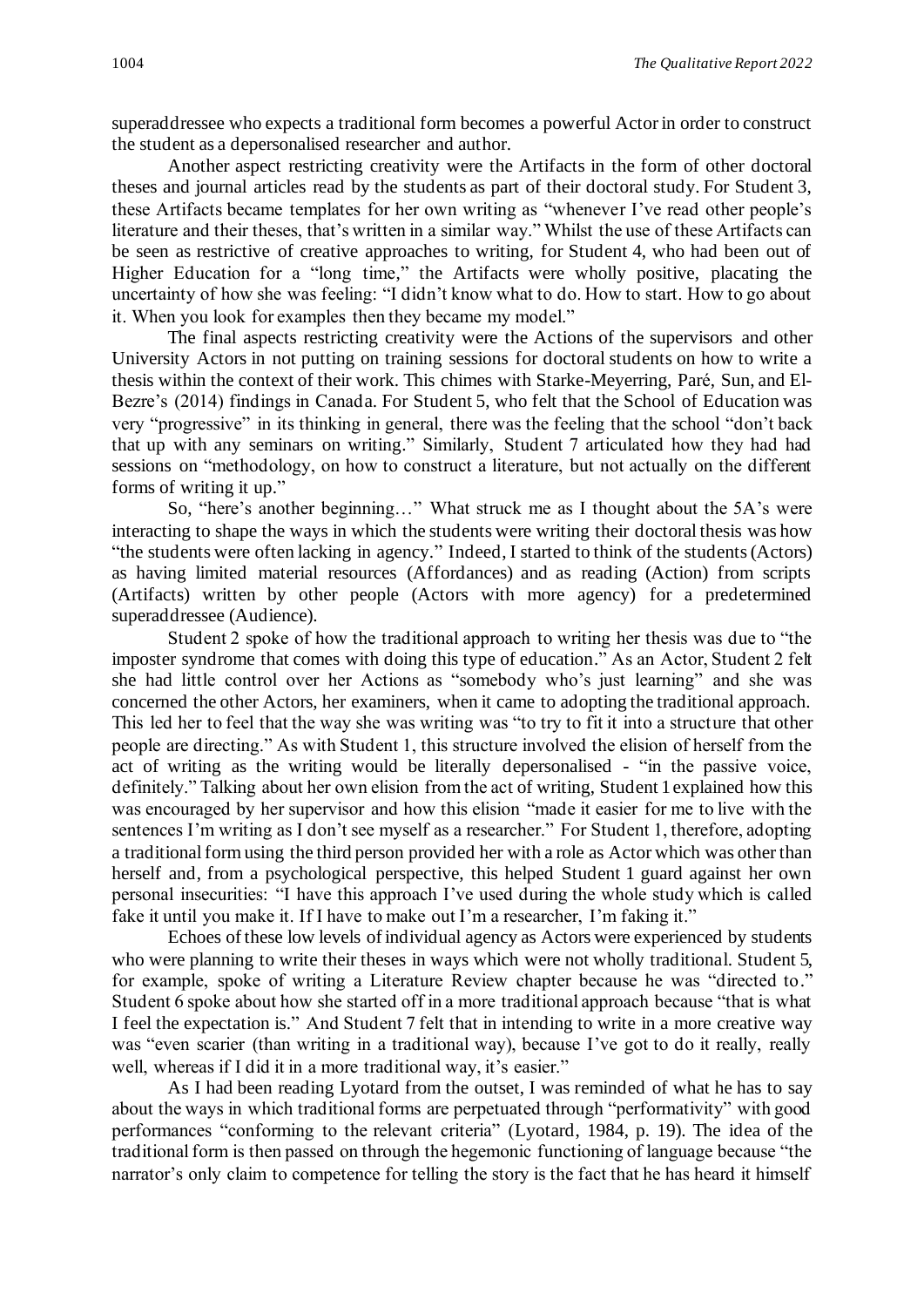superaddressee who expects a traditional form becomes a powerful Actor in order to construct the student as a depersonalised researcher and author.

Another aspect restricting creativity were the Artifacts in the form of other doctoral theses and journal articles read by the students as part of their doctoral study. For Student 3, these Artifacts became templates for her own writing as "whenever I've read other people's literature and their theses, that's written in a similar way." Whilst the use of these Artifacts can be seen as restrictive of creative approaches to writing, for Student 4, who had been out of Higher Education for a "long time," the Artifacts were wholly positive, placating the uncertainty of how she was feeling: "I didn't know what to do. How to start. How to go about it. When you look for examples then they became my model."

The final aspects restricting creativity were the Actions of the supervisors and other University Actors in not putting on training sessions for doctoral students on how to write a thesis within the context of their work. This chimes with Starke-Meyerring, Paré, Sun, and El-Bezre's (2014) findings in Canada. For Student 5, who felt that the School of Education was very "progressive" in its thinking in general, there was the feeling that the school "don't back that up with any seminars on writing." Similarly, Student 7 articulated how they had had sessions on "methodology, on how to construct a literature, but not actually on the different forms of writing it up."

So, "here's another beginning…" What struck me as I thought about the 5A's were interacting to shape the ways in which the students were writing their doctoral thesis was how "the students were often lacking in agency." Indeed, I started to think of the students (Actors) as having limited material resources (Affordances) and as reading (Action) from scripts (Artifacts) written by other people (Actors with more agency) for a predetermined superaddressee (Audience).

Student 2 spoke of how the traditional approach to writing her thesis was due to "the imposter syndrome that comes with doing this type of education." As an Actor, Student 2 felt she had little control over her Actions as "somebody who's just learning" and she was concerned the other Actors, her examiners, when it came to adopting the traditional approach. This led her to feel that the way she was writing was "to try to fit it into a structure that other people are directing." As with Student 1, this structure involved the elision of herself from the act of writing as the writing would be literally depersonalised - "in the passive voice, definitely." Talking about her own elision from the act of writing, Student 1 explained how this was encouraged by her supervisor and how this elision "made it easier for me to live with the sentences I'm writing as I don't see myself as a researcher." For Student 1, therefore, adopting a traditional form using the third person provided her with a role as Actor which was other than herself and, from a psychological perspective, this helped Student 1 guard against her own personal insecurities: "I have this approach I've used during the whole study which is called fake it until you make it. If I have to make out I'm a researcher, I'm faking it."

Echoes of these low levels of individual agency as Actors were experienced by students who were planning to write their theses in ways which were not wholly traditional. Student 5, for example, spoke of writing a Literature Review chapter because he was "directed to." Student 6 spoke about how she started off in a more traditional approach because "that is what I feel the expectation is." And Student 7 felt that in intending to write in a more creative way was "even scarier (than writing in a traditional way), because I've got to do it really, really well, whereas if I did it in a more traditional way, it's easier."

As I had been reading Lyotard from the outset, I was reminded of what he has to say about the ways in which traditional forms are perpetuated through "performativity" with good performances "conforming to the relevant criteria" (Lyotard, 1984, p. 19). The idea of the traditional form is then passed on through the hegemonic functioning of language because "the narrator's only claim to competence for telling the story is the fact that he has heard it himself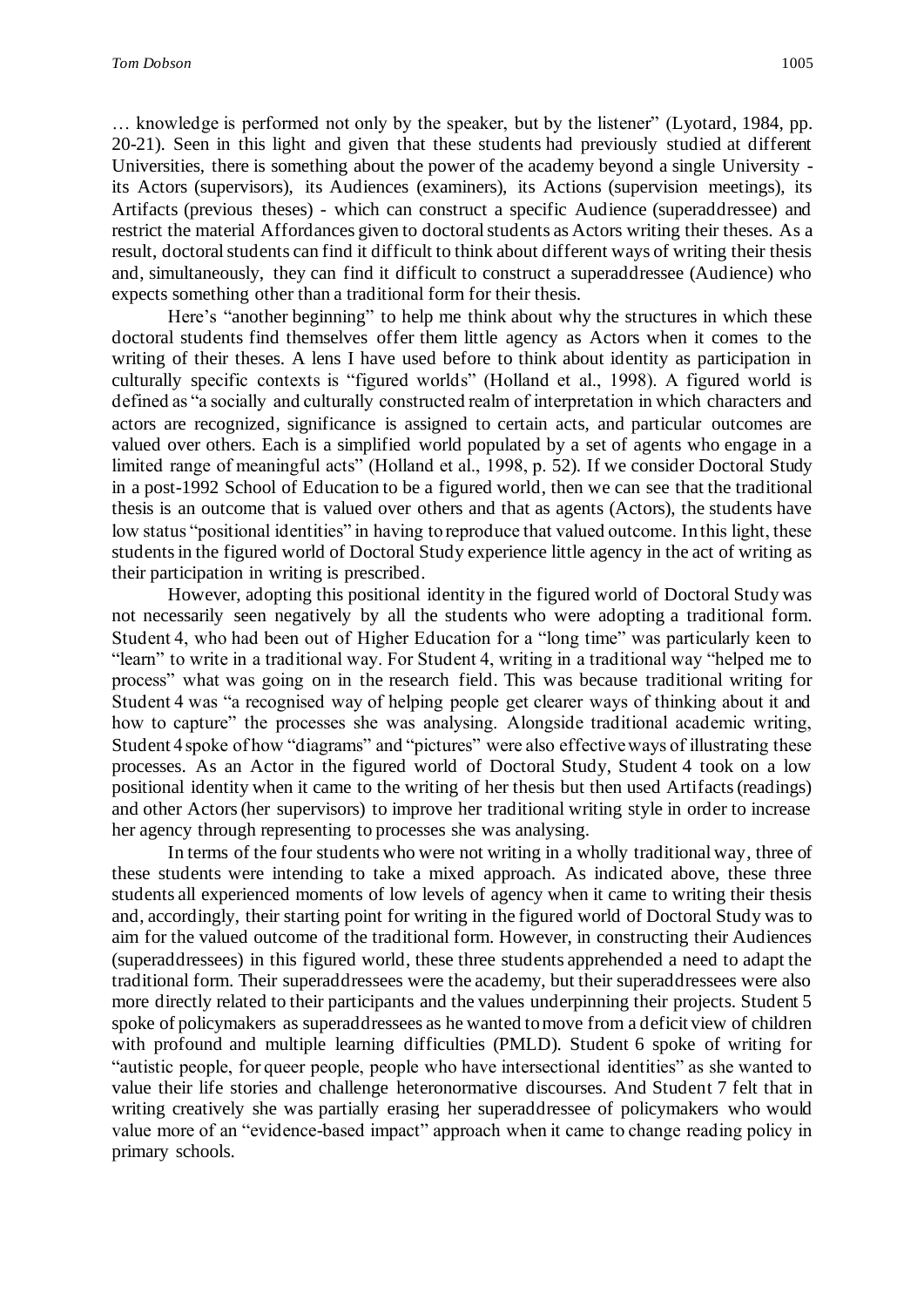… knowledge is performed not only by the speaker, but by the listener" (Lyotard, 1984, pp. 20-21). Seen in this light and given that these students had previously studied at different Universities, there is something about the power of the academy beyond a single University - its Actors (supervisors), its Audiences (examiners), its Actions (supervision meetings), its Artifacts (previous theses) - which can construct a specific Audience (superaddressee) and restrict the material Affordances given to doctoral students as Actors writing their theses. As a result, doctoral students can find it difficult to think about different ways of writing their thesis and, simultaneously, they can find it difficult to construct a superaddressee (Audience) who expects something other than a traditional form for their thesis.

Here's "another beginning" to help me think about why the structures in which these doctoral students find themselves offer them little agency as Actors when it comes to the writing of their theses. A lens I have used before to think about identity as participation in culturally specific contexts is "figured worlds" (Holland et al., 1998). A figured world is defined as "a socially and culturally constructed realm of interpretation in which characters and actors are recognized, significance is assigned to certain acts, and particular outcomes are valued over others. Each is a simplified world populated by a set of agents who engage in a limited range of meaningful acts" (Holland et al., 1998, p. 52). If we consider Doctoral Study in a post-1992 School of Education to be a figured world, then we can see that the traditional thesis is an outcome that is valued over others and that as agents (Actors), the students have low status "positional identities" in having to reproduce that valued outcome. In this light, these students in the figured world of Doctoral Study experience little agency in the act of writing as their participation in writing is prescribed.

However, adopting this positional identity in the figured world of Doctoral Study was not necessarily seen negatively by all the students who were adopting a traditional form. Student 4, who had been out of Higher Education for a "long time" was particularly keen to "learn" to write in a traditional way. For Student 4, writing in a traditional way "helped me to process" what was going on in the research field. This was because traditional writing for Student 4 was "a recognised way of helping people get clearer ways of thinking about it and how to capture" the processes she was analysing. Alongside traditional academic writing, Student 4 spoke of how "diagrams" and "pictures" were also effective ways of illustrating these processes. As an Actor in the figured world of Doctoral Study, Student 4 took on a low positional identity when it came to the writing of her thesis but then used Artifacts (readings) and other Actors (her supervisors) to improve her traditional writing style in order to increase her agency through representing to processes she was analysing.

In terms of the four students who were not writing in a wholly traditional way, three of these students were intending to take a mixed approach. As indicated above, these three students all experienced moments of low levels of agency when it came to writing their thesis and, accordingly, their starting point for writing in the figured world of Doctoral Study was to aim for the valued outcome of the traditional form. However, in constructing their Audiences (superaddressees) in this figured world, these three students apprehended a need to adapt the traditional form. Their superaddressees were the academy, but their superaddressees were also more directly related to their participants and the values underpinning their projects. Student 5 spoke of policymakers as superaddressees as he wanted to move from a deficit view of children with profound and multiple learning difficulties (PMLD). Student 6 spoke of writing for "autistic people, for queer people, people who have intersectional identities" as she wanted to value their life stories and challenge heteronormative discourses. And Student 7 felt that in writing creatively she was partially erasing her superaddressee of policymakers who would value more of an "evidence-based impact" approach when it came to change reading policy in primary schools.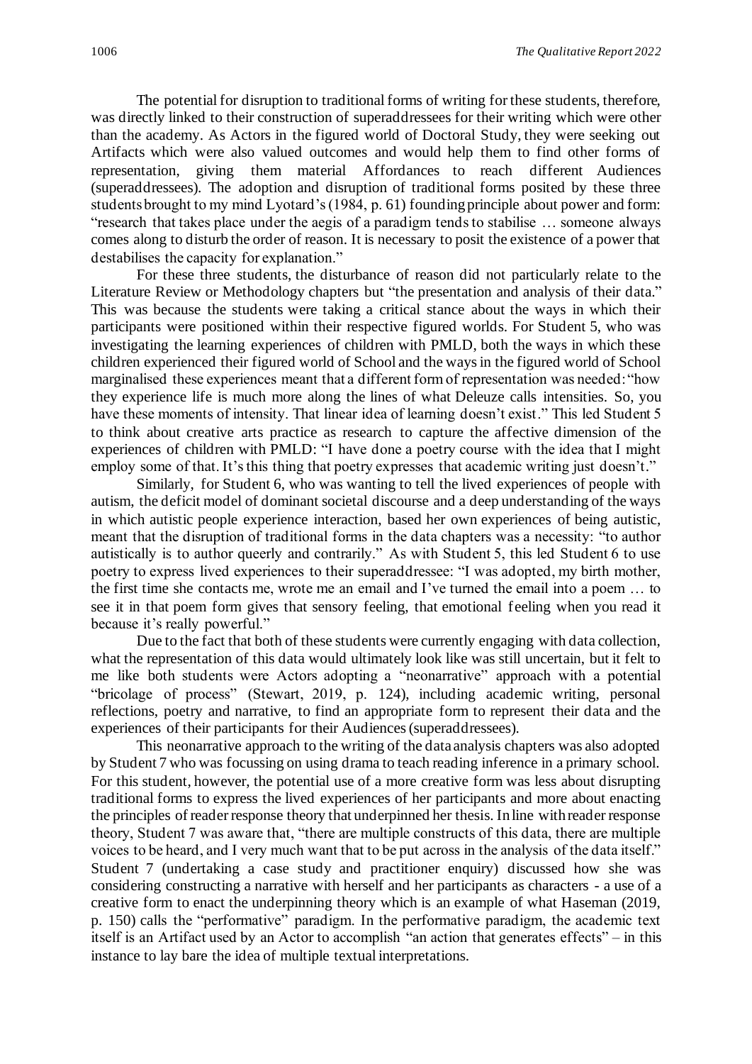The potential for disruption to traditional forms of writing for these students, therefore, was directly linked to their construction of superaddressees for their writing which were other than the academy. As Actors in the figured world of Doctoral Study, they were seeking out Artifacts which were also valued outcomes and would help them to find other forms of representation, giving them material Affordances to reach different Audiences (superaddressees). The adoption and disruption of traditional forms posited by these three students brought to my mind Lyotard's (1984, p. 61) founding principle about power and form: "research that takes place under the aegis of a paradigm tends to stabilise … someone always comes along to disturb the order of reason. It is necessary to posit the existence of a power that destabilises the capacity for explanation."

For these three students, the disturbance of reason did not particularly relate to the Literature Review or Methodology chapters but "the presentation and analysis of their data." This was because the students were taking a critical stance about the ways in which their participants were positioned within their respective figured worlds. For Student 5, who was investigating the learning experiences of children with PMLD, both the ways in which these children experienced their figured world of School and the ways in the figured world of School marginalised these experiences meant that a different form of representation was needed: "how they experience life is much more along the lines of what Deleuze calls intensities. So, you have these moments of intensity. That linear idea of learning doesn't exist." This led Student 5 to think about creative arts practice as research to capture the affective dimension of the experiences of children with PMLD: "I have done a poetry course with the idea that I might employ some of that. It's this thing that poetry expresses that academic writing just doesn't."

Similarly, for Student 6, who was wanting to tell the lived experiences of people with autism, the deficit model of dominant societal discourse and a deep understanding of the ways in which autistic people experience interaction, based her own experiences of being autistic, meant that the disruption of traditional forms in the data chapters was a necessity: "to author autistically is to author queerly and contrarily." As with Student 5, this led Student 6 to use poetry to express lived experiences to their superaddressee: "I was adopted, my birth mother, the first time she contacts me, wrote me an email and I've turned the email into a poem … to see it in that poem form gives that sensory feeling, that emotional feeling when you read it because it's really powerful."

Due to the fact that both of these students were currently engaging with data collection, what the representation of this data would ultimately look like was still uncertain, but it felt to me like both students were Actors adopting a "neonarrative" approach with a potential "bricolage of process" (Stewart, 2019, p. 124), including academic writing, personal reflections, poetry and narrative, to find an appropriate form to represent their data and the experiences of their participants for their Audiences (superaddressees).

This neonarrative approach to the writing of the data analysis chapters was also adopted by Student 7 who was focussing on using drama to teach reading inference in a primary school. For this student, however, the potential use of a more creative form was less about disrupting traditional forms to express the lived experiences of her participants and more about enacting the principles of reader response theory that underpinned her thesis. In line with reader response theory, Student 7 was aware that, "there are multiple constructs of this data, there are multiple voices to be heard, and I very much want that to be put across in the analysis of the data itself." Student 7 (undertaking a case study and practitioner enquiry) discussed how she was considering constructing a narrative with herself and her participants as characters - a use of a creative form to enact the underpinning theory which is an example of what Haseman (2019, p. 150) calls the "performative" paradigm. In the performative paradigm, the academic text itself is an Artifact used by an Actor to accomplish "an action that generates effects" – in this instance to lay bare the idea of multiple textual interpretations.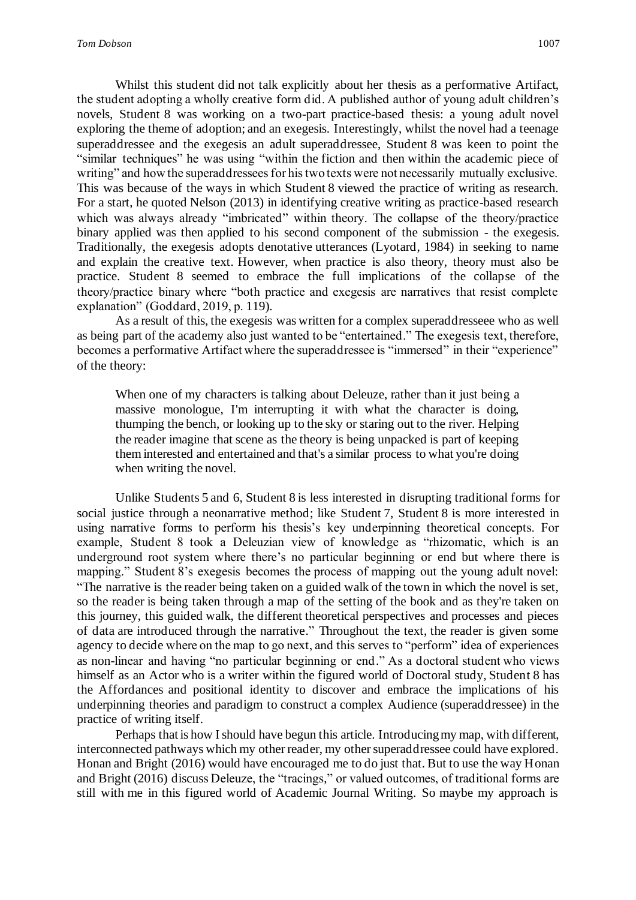Whilst this student did not talk explicitly about her thesis as a performative Artifact, the student adopting a wholly creative form did. A published author of young adult children's novels, Student 8 was working on a two-part practice-based thesis: a young adult novel exploring the theme of adoption; and an exegesis. Interestingly, whilst the novel had a teenage superaddressee and the exegesis an adult superaddressee, Student 8 was keen to point the "similar techniques" he was using "within the fiction and then within the academic piece of writing" and how the superaddressees for his two texts were not necessarily mutually exclusive. This was because of the ways in which Student 8 viewed the practice of writing as research. For a start, he quoted Nelson (2013) in identifying creative writing as practice-based research which was always already "imbricated" within theory. The collapse of the theory/practice binary applied was then applied to his second component of the submission - the exegesis. Traditionally, the exegesis adopts denotative utterances (Lyotard, 1984) in seeking to name and explain the creative text. However, when practice is also theory, theory must also be practice. Student 8 seemed to embrace the full implications of the collapse of the theory/practice binary where "both practice and exegesis are narratives that resist complete explanation" (Goddard, 2019, p. 119).

As a result of this, the exegesis was written for a complex superaddresseee who as well as being part of the academy also just wanted to be "entertained." The exegesis text, therefore, becomes a performative Artifact where the superaddressee is "immersed" in their "experience" of the theory:

> When one of my characters is talking about Deleuze, rather than it just being a massive monologue, I'm interrupting it with what the character is doing, thumping the bench, or looking up to the sky or staring out to the river. Helping the reader imagine that scene as the theory is being unpacked is part of keeping them interested and entertained and that's a similar process to what you're doing when writing the novel.

Unlike Students 5 and 6, Student 8 is less interested in disrupting traditional forms for social justice through a neonarrative method; like Student 7, Student 8 is more interested in using narrative forms to perform his thesis's key underpinning theoretical concepts. For example, Student 8 took a Deleuzian view of knowledge as "rhizomatic, which is an underground root system where there's no particular beginning or end but where there is mapping." Student 8's exegesis becomes the process of mapping out the young adult novel: "The narrative is the reader being taken on a guided walk of the town in which the novel is set, so the reader is being taken through a map of the setting of the book and as they're taken on this journey, this guided walk, the different theoretical perspectives and processes and pieces of data are introduced through the narrative." Throughout the text, the reader is given some agency to decide where on the map to go next, and this serves to "perform" idea of experiences as non-linear and having "no particular beginning or end." As a doctoral student who views himself as an Actor who is a writer within the figured world of Doctoral study, Student 8 has the Affordances and positional identity to discover and embrace the implications of his underpinning theories and paradigm to construct a complex Audience (superaddressee) in the practice of writing itself.

Perhaps that is how I should have begun this article. Introducing my map, with different, interconnected pathways which my other reader, my other superaddressee could have explored. Honan and Bright (2016) would have encouraged me to do just that. But to use the way Honan and Bright (2016) discuss Deleuze, the "tracings," or valued outcomes, of traditional forms are still with me in this figured world of Academic Journal Writing. So maybe my approach is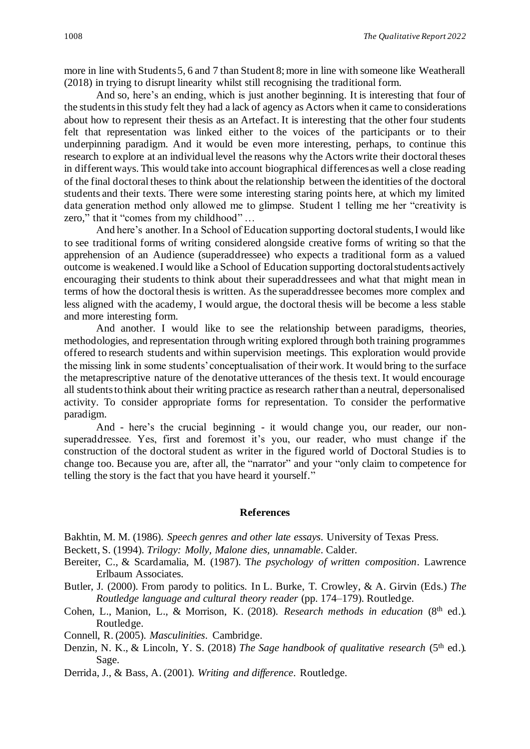more in line with Students 5, 6 and 7 than Student 8; more in line with someone like Weatherall (2018) in trying to disrupt linearity whilst still recognising the traditional form.

And so, here's an ending, which is just another beginning. It is interesting that four of the students in this study felt they had a lack of agency as Actors when it came to considerations about how to represent their thesis as an Artefact. It is interesting that the other four students felt that representation was linked either to the voices of the participants or to their underpinning paradigm. And it would be even more interesting, perhaps, to continue this research to explore at an individual level the reasons why the Actors write their doctoral theses in different ways. This would take into account biographical differences as well a close reading of the final doctoral theses to think about the relationship between the identities of the doctoral students and their texts. There were some interesting staring points here, at which my limited data generation method only allowed me to glimpse. Student 1 telling me her "creativity is zero," that it "comes from my childhood" …

And here's another. In a School of Education supporting doctoral students, I would like to see traditional forms of writing considered alongside creative forms of writing so that the apprehension of an Audience (superaddressee) who expects a traditional form as a valued outcome is weakened. I would like a School of Education supporting doctoral students actively encouraging their students to think about their superaddressees and what that might mean in terms of how the doctoral thesis is written. As the superaddressee becomes more complex and less aligned with the academy, I would argue, the doctoral thesis will be become a less stable and more interesting form.

And another. I would like to see the relationship between paradigms, theories, methodologies, and representation through writing explored through both training programmes offered to research students and within supervision meetings. This exploration would provide the missing link in some students' conceptualisation of their work. It would bring to the surface the metaprescriptive nature of the denotative utterances of the thesis text. It would encourage all students to think about their writing practice as research rather than a neutral, depersonalised activity. To consider appropriate forms for representation. To consider the performative paradigm.

And - here's the crucial beginning - it would change you, our reader, our non-superaddressee. Yes, first and foremost it's you, our reader, who must change if the construction of the doctoral student as writer in the figured world of Doctoral Studies is to change too. Because you are, after all, the "narrator" and your "only claim to competence for telling the story is the fact that you have heard it yourself."

## References

Bakhtin, M. M. (1986). *Speech genres and other late essays*. University of Texas Press.

Beckett, S. (1994). *Trilogy: Molly, Malone dies, unnamable*. Calder.

Bereiter, C., & Scardamalia, M. (1987). T*he psychology of written composition*. Lawrence Erlbaum Associates.

Butler, J. (2000). From parody to politics. In L. Burke, T. Crowley, & A. Girvin (Eds.) *The Routledge language and cultural theory reader* (pp. 174–179). Routledge.

Cohen, L., Manion, L., & Morrison, K. (2018). *Research methods in education* (8th ed.). Routledge.

Connell, R. (2005). *Masculinities*. Cambridge.

Denzin, N. K., & Lincoln, Y. S. (2018) *The Sage handbook of qualitative research* (5th ed.). Sage.

Derrida, J., & Bass, A. (2001). *Writing and difference*. Routledge.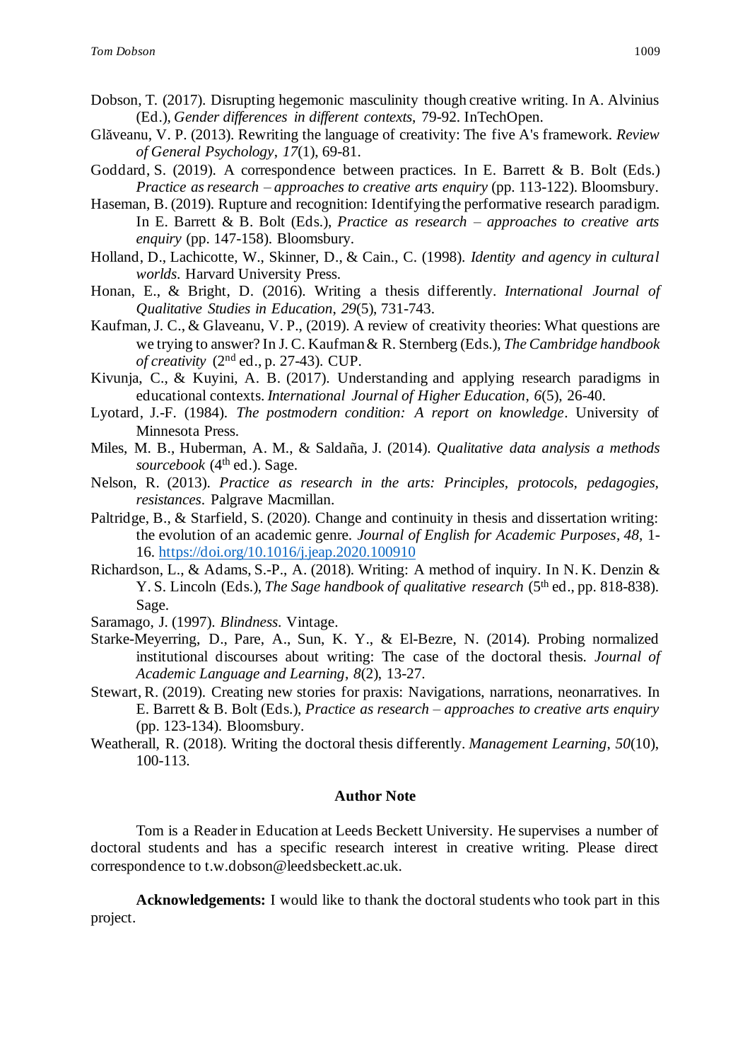Dobson, T. (2017). Disrupting hegemonic masculinity though creative writing. In A. Alvinius (Ed.), *Gender differences in different contexts*, 79-92. InTechOpen.

Glăveanu, V. P. (2013). Rewriting the language of creativity: The five A's framework. *Review of General Psychology*, *17*(1), 69-81.

Goddard, S. (2019). A correspondence between practices. In E. Barrett & B. Bolt (Eds.) *Practice as research – approaches to creative arts enquiry* (pp. 113-122). Bloomsbury.

Haseman, B. (2019). Rupture and recognition: Identifying the performative research paradigm. In E. Barrett & B. Bolt (Eds.), *Practice as research – approaches to creative arts enquiry* (pp. 147-158). Bloomsbury.

Holland, D., Lachicotte, W., Skinner, D., & Cain., C. (1998). *Identity and agency in cultural worlds*. Harvard University Press.

Honan, E., & Bright, D. (2016). Writing a thesis differently. *International Journal of Qualitative Studies in Education*, *29*(5), 731-743.

Kaufman, J. C., & Glaveanu, V. P., (2019). A review of creativity theories: What questions are we trying to answer? In J. C. Kaufman & R. Sternberg (Eds.), *The Cambridge handbook of creativity* (2nd ed., p. 27-43). CUP.

Kivunja, C., & Kuyini, A. B. (2017). Understanding and applying research paradigms in educational contexts. *International Journal of Higher Education*, *6*(5), 26-40.

Lyotard, J.-F. (1984). *The postmodern condition: A report on knowledge*. University of Minnesota Press.

Miles, M. B., Huberman, A. M., & Saldaña, J. (2014). *Qualitative data analysis a methods sourcebook* (4th ed.). Sage.

Nelson, R. (2013). *Practice as research in the arts: Principles, protocols, pedagogies, resistances*. Palgrave Macmillan.

Paltridge, B., & Starfield, S. (2020). Change and continuity in thesis and dissertation writing: the evolution of an academic genre. *Journal of English for Academic Purposes*, *48*, 1-16. https://doi.org/10.1016/j.jeap.2020.100910

Richardson, L., & Adams, S.-P., A. (2018). Writing: A method of inquiry. In N. K. Denzin & Y. S. Lincoln (Eds.), *The Sage handbook of qualitative research* (5th ed., pp. 818-838). Sage.

Saramago, J. (1997). *Blindness*. Vintage.

Starke-Meyerring, D., Pare, A., Sun, K. Y., & El-Bezre, N. (2014). Probing normalized institutional discourses about writing: The case of the doctoral thesis. *Journal of Academic Language and Learning*, *8*(2), 13-27.

Stewart, R. (2019). Creating new stories for praxis: Navigations, narrations, neonarratives. In E. Barrett & B. Bolt (Eds.), *Practice as research – approaches to creative arts enquiry* (pp. 123-134). Bloomsbury.

Weatherall, R. (2018). Writing the doctoral thesis differently. *Management Learning*, *50*(10), 100-113.

## Author Note

Tom is a Reader in Education at Leeds Beckett University. He supervises a number of doctoral students and has a specific research interest in creative writing. Please direct correspondence to t.w.dobson@leedsbeckett.ac.uk.

**Acknowledgements:** I would like to thank the doctoral students who took part in this project.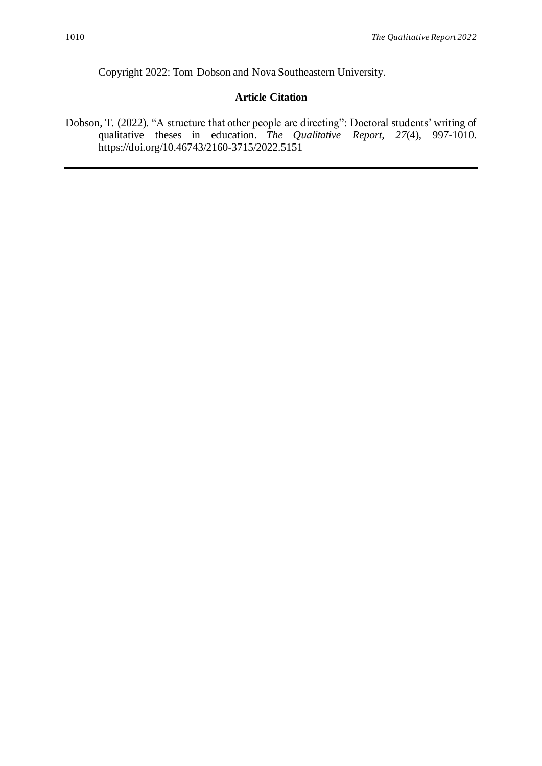Copyright 2022: Tom Dobson and Nova Southeastern University.

## Article Citation

Dobson, T. (2022). "A structure that other people are directing": Doctoral students' writing of qualitative theses in education. *The Qualitative Report, 27*(4), 997-1010. https://doi.org/10.46743/2160-3715/2022.5151